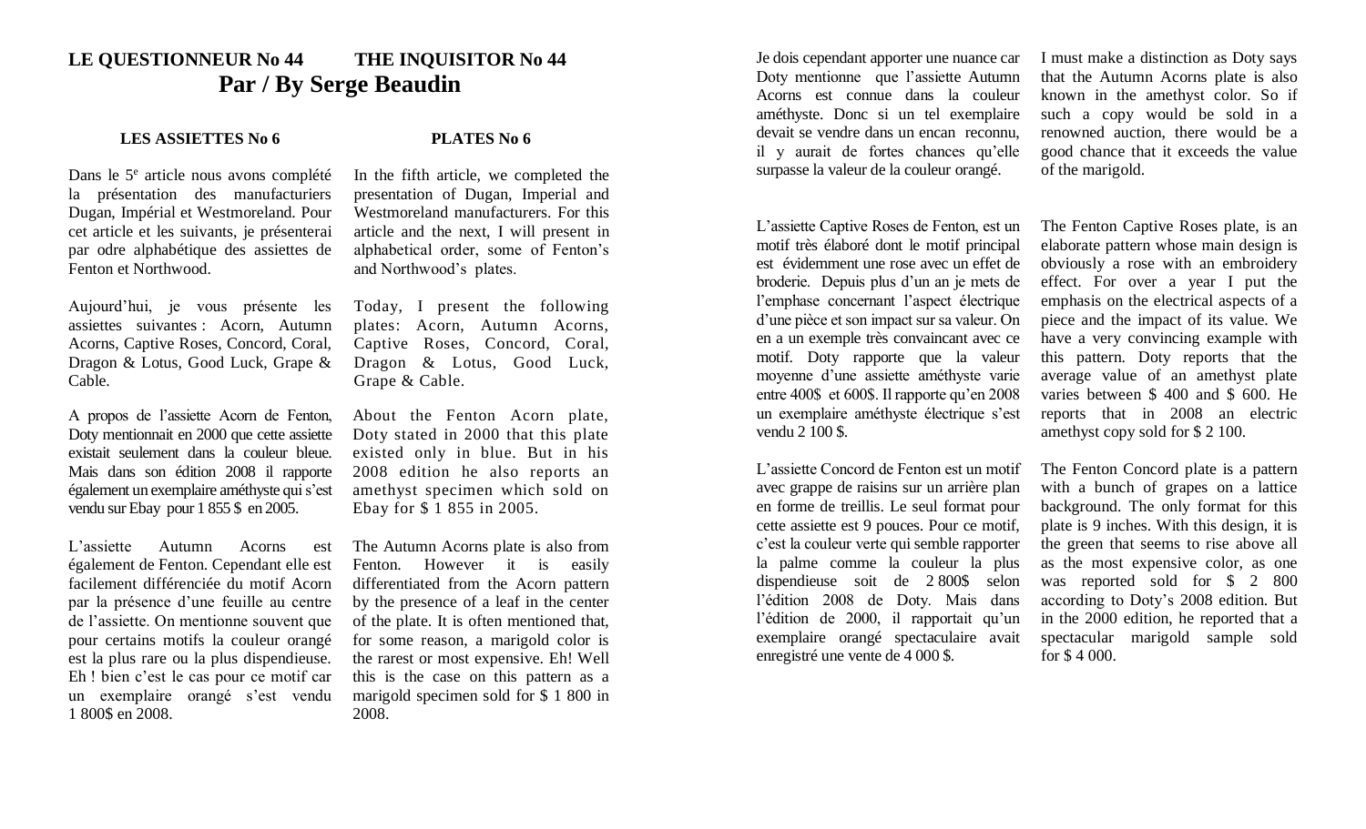# LE QUESTIONNEUR No 44 THE INQUISITOR No 44

## Par / By Serge Beaudin

### LES ASSIETTES No 6

Dans le 5e article nous avons complété la présentation des manufacturiers Dugan, Impérial et Westmoreland. Pour cet article et les suivants, je présenterai par odre alphabétique des assiettes de Fenton et Northwood.

Aujourd'hui, je vous présente les assiettes suivantes : Acorn, Autumn Acorns, Captive Roses, Concord, Coral, Dragon & Lotus, Good Luck, Grape & Cable.

A propos de l'assiette Acorn de Fenton, Doty mentionnait en 2000 que cette assiette existait seulement dans la couleur bleue. Mais dans son édition 2008 il rapporte également un exemplaire améthyste qui s'est vendu sur Ebay pour 1 855 $ en 2005.

L'assiette Autumn Acorns est également de Fenton. Cependant elle est facilement différenciée du motif Acorn par la présence d'une feuille au centre de l'assiette. On mentionne souvent que pour certains motifs la couleur orangé est la plus rare ou la plus dispendieuse. Eh ! bien c'est le cas pour ce motif car un exemplaire orangé s'est vendu 1 800$ en 2008.

Je dois cependant apporter une nuance car Doty mentionne que l'assiette Autumn Acorns est connue dans la couleur améthyste. Donc si un tel exemplaire devait se vendre dans un encan reconnu, il y aurait de fortes chances qu'elle surpasse la valeur de la couleur orangé.

L'assiette Captive Roses de Fenton, est un motif très élaboré dont le motif principal est évidemment une rose avec un effet de broderie. Depuis plus d'un an je mets de l'emphase concernant l'aspect électrique d'une pièce et son impact sur sa valeur. On en a un exemple très convaincant avec ce motif. Doty rapporte que la valeur moyenne d'une assiette améthyste varie entre 400$ et 600$. Il rapporte qu'en 2008 un exemplaire améthyste électrique s'est vendu 2 100 $.

L'assiette Concord de Fenton est un motif avec grappe de raisins sur un arrière plan en forme de treillis. Le seul format pour cette assiette est 9 pouces. Pour ce motif, c'est la couleur verte qui semble rapporter la palme comme la couleur la plus dispendieuse soit de 2 800$ selon l'édition 2008 de Doty. Mais dans l'édition de 2000, il rapportait qu'un exemplaire orangé spectaculaire avait enregistré une vente de 4 000 $.

### PLATES No 6

In the fifth article, we completed the presentation of Dugan, Imperial and Westmoreland manufacturers. For this article and the next, I will present in alphabetical order, some of Fenton's and Northwood's plates.

Today, I present the following plates: Acorn, Autumn Acorns, Captive Roses, Concord, Coral, Dragon & Lotus, Good Luck, Grape & Cable.

About the Fenton Acorn plate, Doty stated in 2000 that this plate existed only in blue. But in his 2008 edition he also reports an amethyst specimen which sold on Ebay for $ 1 855 in 2005.

The Autumn Acorns plate is also from Fenton. However it is easily differentiated from the Acorn pattern by the presence of a leaf in the center of the plate. It is often mentioned that, for some reason, a marigold color is the rarest or most expensive. Eh! Well this is the case on this pattern as a marigold specimen sold for $ 1 800 in 2008.

I must make a distinction as Doty says that the Autumn Acorns plate is also known in the amethyst color. So if such a copy would be sold in a renowned auction, there would be a good chance that it exceeds the value of the marigold.

The Fenton Captive Roses plate, is an elaborate pattern whose main design is obviously a rose with an embroidery effect. For over a year I put the emphasis on the electrical aspects of a piece and the impact of its value. We have a very convincing example with this pattern. Doty reports that the average value of an amethyst plate varies between $ 400 and $ 600. He reports that in 2008 an electric amethyst copy sold for $ 2 100.

The Fenton Concord plate is a pattern with a bunch of grapes on a lattice background. The only format for this plate is 9 inches. With this design, it is the green that seems to rise above all as the most expensive color, as one was reported sold for $ 2 800 according to Doty's 2008 edition. But in the 2000 edition, he reported that a spectacular marigold sample sold for $ 4 000.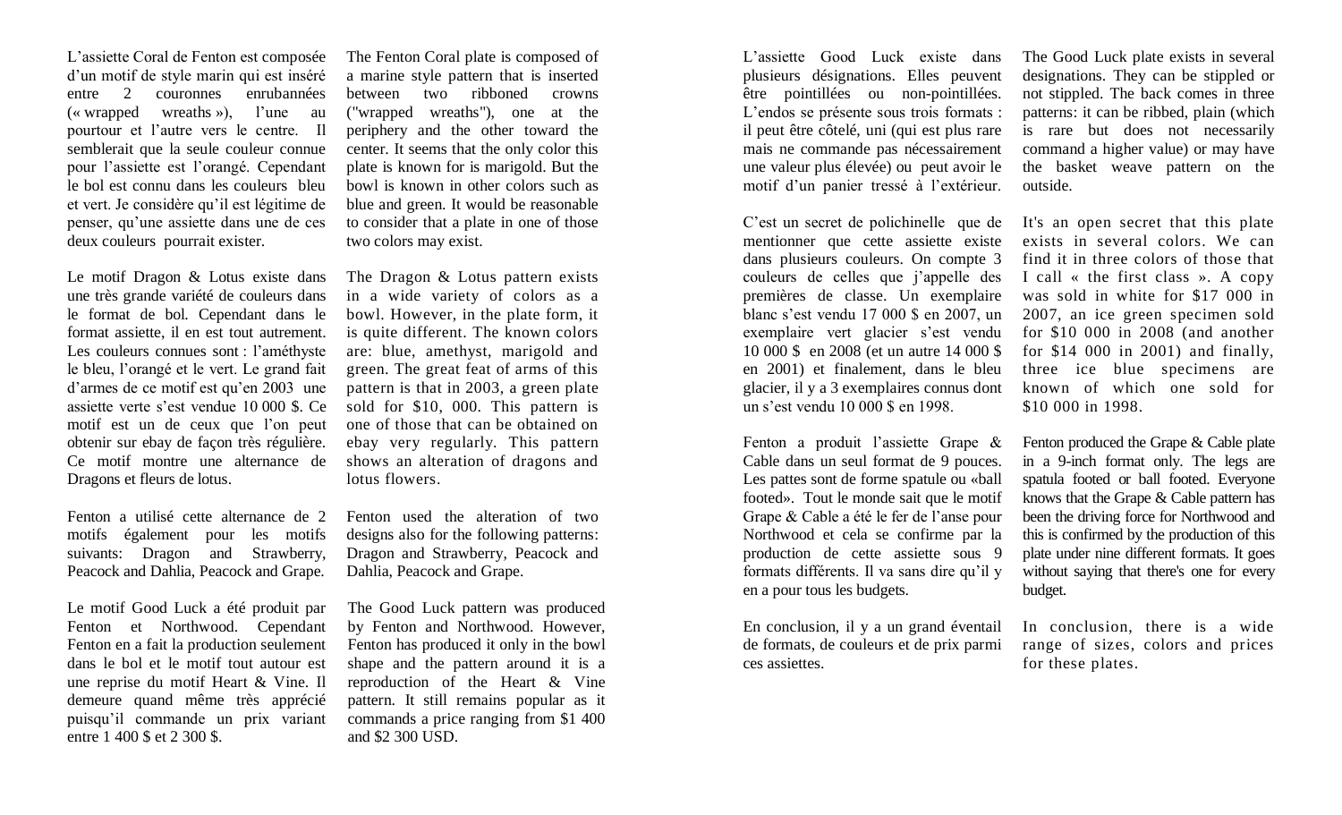L'assiette Coral de Fenton est composée d'un motif de style marin qui est inséré entre 2 couronnes enrubannées (« wrapped wreaths »), l'une au pourtour et l'autre vers le centre. Il semblerait que la seule couleur connue pour l'assiette est l'orangé. Cependant le bol est connu dans les couleurs bleu et vert. Je considère qu'il est légitime de penser, qu'une assiette dans une de ces deux couleurs pourrait exister.

The Fenton Coral plate is composed of a marine style pattern that is inserted between two ribboned crowns ("wrapped wreaths"), one at the periphery and the other toward the center. It seems that the only color this plate is known for is marigold. But the bowl is known in other colors such as blue and green. It would be reasonable to consider that a plate in one of those two colors may exist.

Le motif Dragon & Lotus existe dans une très grande variété de couleurs dans le format de bol. Cependant dans le format assiette, il en est tout autrement. Les couleurs connues sont : l'améthyste le bleu, l'orangé et le vert. Le grand fait d'armes de ce motif est qu'en 2003 une assiette verte s'est vendue 10 000 $. Ce motif est un de ceux que l'on peut obtenir sur ebay de façon très régulière. Ce motif montre une alternance de Dragons et fleurs de lotus.

The Dragon & Lotus pattern exists in a wide variety of colors as a bowl. However, in the plate form, it is quite different. The known colors are: blue, amethyst, marigold and green. The great feat of arms of this pattern is that in 2003, a green plate sold for $10, 000. This pattern is one of those that can be obtained on ebay very regularly. This pattern shows an alteration of dragons and lotus flowers.

Fenton a utilisé cette alternance de 2 motifs également pour les motifs suivants: Dragon and Strawberry, Peacock and Dahlia, Peacock and Grape.

Fenton used the alteration of two designs also for the following patterns: Dragon and Strawberry, Peacock and Dahlia, Peacock and Grape.

Le motif Good Luck a été produit par Fenton et Northwood. Cependant Fenton en a fait la production seulement dans le bol et le motif tout autour est une reprise du motif Heart & Vine. Il demeure quand même très apprécié puisqu'il commande un prix variant entre 1 400 $ et 2 300 $.

The Good Luck pattern was produced by Fenton and Northwood. However, Fenton has produced it only in the bowl shape and the pattern around it is a reproduction of the Heart & Vine pattern. It still remains popular as it commands a price ranging from $1 400 and $2 300 USD.

L'assiette Good Luck existe dans plusieurs désignations. Elles peuvent être pointillées ou non-pointillées. L'endos se présente sous trois formats : il peut être côtelé, uni (qui est plus rare mais ne commande pas nécessairement une valeur plus élevée) ou peut avoir le motif d'un panier tressé à l'extérieur.

The Good Luck plate exists in several designations. They can be stippled or not stippled. The back comes in three patterns: it can be ribbed, plain (which is rare but does not necessarily command a higher value) or may have the basket weave pattern on the outside.

C'est un secret de polichinelle que de mentionner que cette assiette existe dans plusieurs couleurs. On compte 3 couleurs de celles que j'appelle des premières de classe. Un exemplaire blanc s'est vendu 17 000 $ en 2007, un exemplaire vert glacier s'est vendu 10 000 $ en 2008 (et un autre 14 000 $ en 2001) et finalement, dans le bleu glacier, il y a 3 exemplaires connus dont un s'est vendu 10 000 $ en 1998.

It's an open secret that this plate exists in several colors. We can find it in three colors of those that I call « the first class ». A copy was sold in white for $17 000 in 2007, an ice green specimen sold for $10 000 in 2008 (and another for $14 000 in 2001) and finally, three ice blue specimens are known of which one sold for $10 000 in 1998.

Fenton a produit l'assiette Grape & Cable dans un seul format de 9 pouces. Les pattes sont de forme spatule ou «ball footed». Tout le monde sait que le motif Grape & Cable a été le fer de l'anse pour Northwood et cela se confirme par la production de cette assiette sous 9 formats différents. Il va sans dire qu'il y en a pour tous les budgets.

Fenton produced the Grape & Cable plate in a 9-inch format only. The legs are spatula footed or ball footed. Everyone knows that the Grape & Cable pattern has been the driving force for Northwood and this is confirmed by the production of this plate under nine different formats. It goes without saying that there's one for every budget.

En conclusion, il y a un grand éventail de formats, de couleurs et de prix parmi ces assiettes.

In conclusion, there is a wide range of sizes, colors and prices for these plates.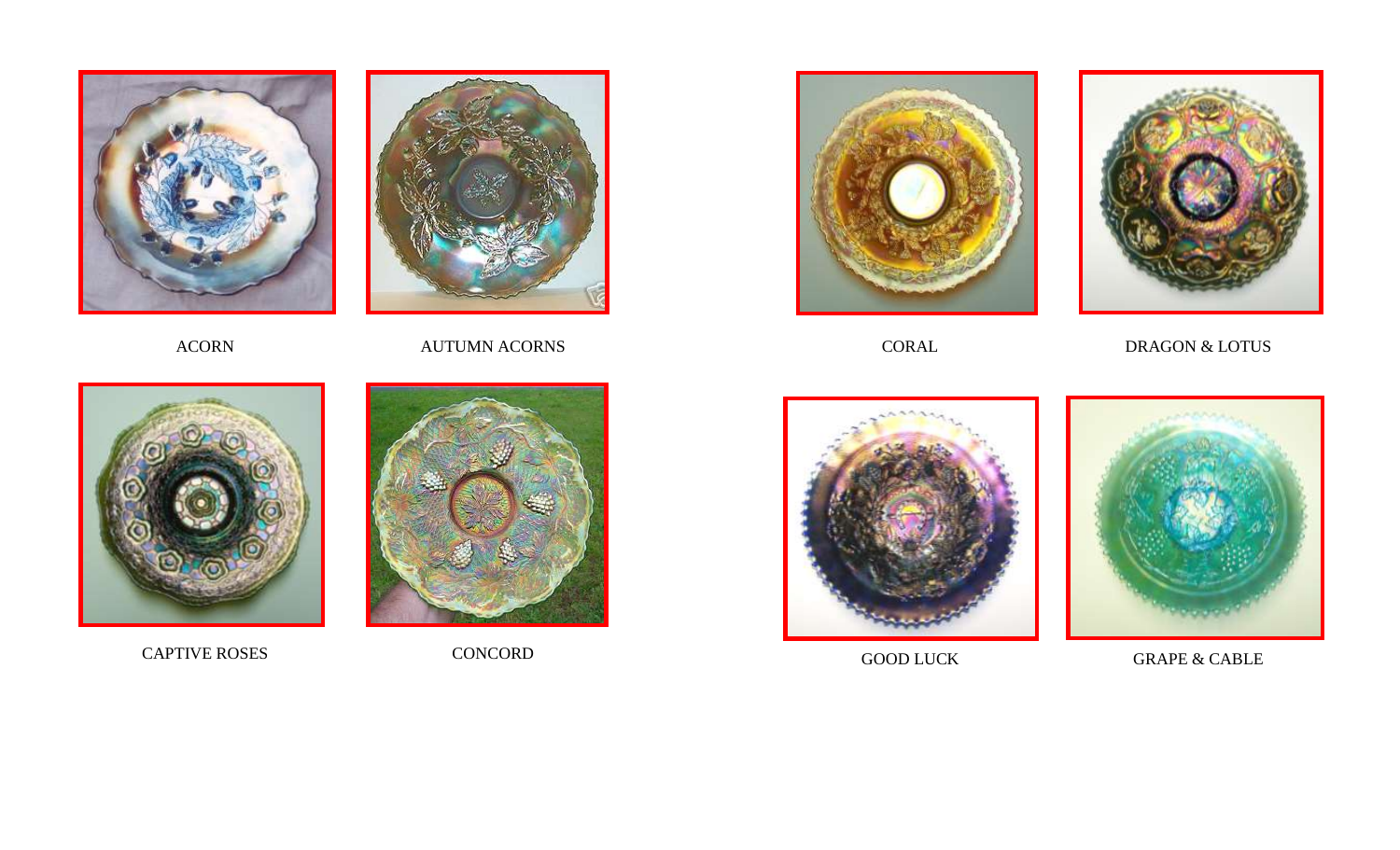ACORN

AUTUMN ACORNS

CAPTIVE ROSES

CONCORD

CORAL

DRAGON & LOTUS

GOOD LUCK

GRAPE & CABLE